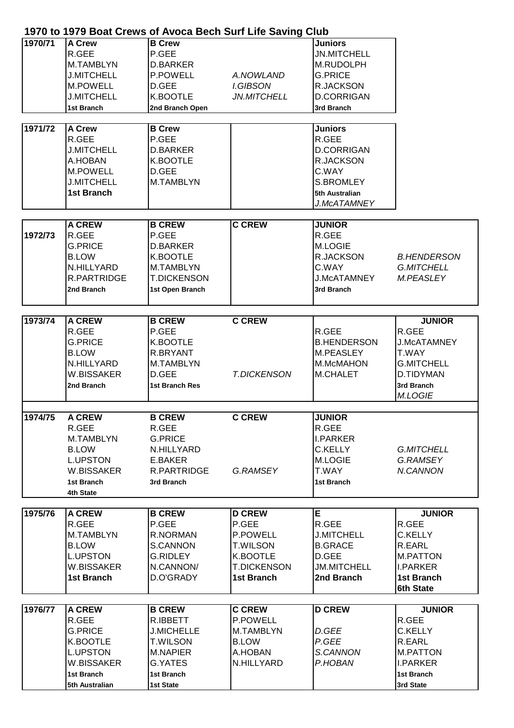# 1970 to 1979 Boat Crews of Avoca Bech Surf Life Saving Club

| 1970/71 | **A Crew** | **B Crew** | | **Juniors** | |
|---|---|---|---|---|---|
| | R.GEE | P.GEE | | JN.MITCHELL | |
| | M.TAMBLYN | D.BARKER | | M.RUDOLPH | |
| | J.MITCHELL | P.POWELL | *A.NOWLAND* | G.PRICE | |
| | M.POWELL | D.GEE | *I.GIBSON* | R.JACKSON | |
| | J.MITCHELL | K.BOOTLE | *JN.MITCHELL* | D.CORRIGAN | |
| | **1st Branch** | **2nd Branch Open** | | **3rd Branch** | |

| 1971/72 | **A Crew** | **B Crew** | | **Juniors** | |
|---|---|---|---|---|---|
| | R.GEE | P.GEE | | R.GEE | |
| | J.MITCHELL | D.BARKER | | D.CORRIGAN | |
| | A.HOBAN | K.BOOTLE | | R.JACKSON | |
| | M.POWELL | D.GEE | | C.WAY | |
| | J.MITCHELL | M.TAMBLYN | | S.BROMLEY | |
| | **1st Branch** | | | **5th Australian** | |
| | | | | *J.McATAMNEY* | |

| | **A CREW** | **B CREW** | **C CREW** | **JUNIOR** | |
|---|---|---|---|---|---|
| 1972/73 | R.GEE | P.GEE | | R.GEE | |
| | G.PRICE | D.BARKER | | M.LOGIE | |
| | B.LOW | K.BOOTLE | | R.JACKSON | *B.HENDERSON* |
| | N.HILLYARD | M.TAMBLYN | | C.WAY | *G.MITCHELL* |
| | R.PARTRIDGE | T.DICKENSON | | J.McATAMNEY | *M.PEASLEY* |
| | **2nd Branch** | **1st Open Branch** | | **3rd Branch** | |

| 1973/74 | **A CREW** | **B CREW** | **C CREW** | | **JUNIOR** |
|---|---|---|---|---|---|
| | R.GEE | P.GEE | | R.GEE | R.GEE |
| | G.PRICE | K.BOOTLE | | B.HENDERSON | J.McATAMNEY |
| | B.LOW | R.BRYANT | | M.PEASLEY | T.WAY |
| | N.HILLYARD | M.TAMBLYN | | M.McMAHON | G.MITCHELL |
| | W.BISSAKER | D.GEE | *T.DICKENSON* | M.CHALET | D.TIDYMAN |
| | **2nd Branch** | **1st Branch Res** | | | **3rd Branch** |
| | | | | | *M.LOGIE* |

| 1974/75 | **A CREW** | **B CREW** | **C CREW** | **JUNIOR** | |
|---|---|---|---|---|---|
| | R.GEE | R.GEE | | R.GEE | |
| | M.TAMBLYN | G.PRICE | | I.PARKER | |
| | B.LOW | N.HILLYARD | | C.KELLY | *G.MITCHELL* |
| | L.UPSTON | E.BAKER | | M.LOGIE | *G.RAMSEY* |
| | W.BISSAKER | R.PARTRIDGE | *G.RAMSEY* | T.WAY | *N.CANNON* |
| | **1st Branch** | **3rd Branch** | | **1st Branch** | |
| | **4th State** | | | | |

| 1975/76 | **A CREW** | **B CREW** | **D CREW** | **E** | **JUNIOR** |
|---|---|---|---|---|---|
| | R.GEE | P.GEE | P.GEE | R.GEE | R.GEE |
| | M.TAMBLYN | R.NORMAN | P.POWELL | J.MITCHELL | C.KELLY |
| | B.LOW | S.CANNON | T.WILSON | B.GRACE | R.EARL |
| | L.UPSTON | G.RIDLEY | K.BOOTLE | D.GEE | M.PATTON |
| | W.BISSAKER | N.CANNON/ | T.DICKENSON | JM.MITCHELL | I.PARKER |
| | **1st Branch** | D.O'GRADY | **1st Branch** | **2nd Branch** | **1st Branch** |
| | | | | | **6th State** |

| 1976/77 | **A CREW** | **B CREW** | **C CREW** | **D CREW** | **JUNIOR** |
|---|---|---|---|---|---|
| | R.GEE | R.IBBETT | P.POWELL | | R.GEE |
| | G.PRICE | J.MICHELLE | M.TAMBLYN | *D.GEE* | C.KELLY |
| | K.BOOTLE | T.WILSON | B.LOW | *P.GEE* | R.EARL |
| | L.UPSTON | M.NAPIER | A.HOBAN | *S.CANNON* | M.PATTON |
| | W.BISSAKER | G.YATES | N.HILLYARD | *P.HOBAN* | I.PARKER |
| | **1st Branch** | **1st Branch** | | | **1st Branch** |
| | **5th Australian** | **1st State** | | | **3rd State** |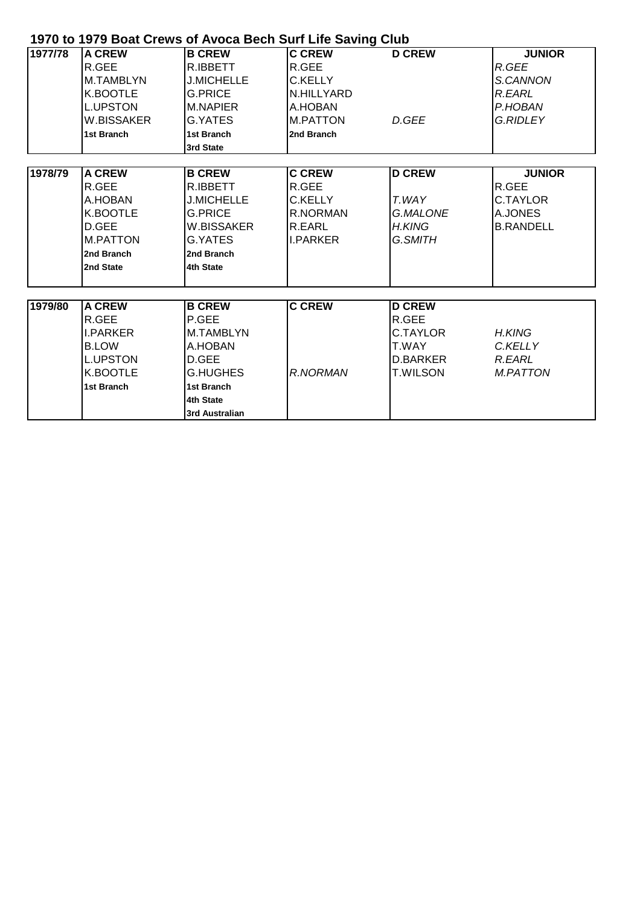**1970 to 1979 Boat Crews of Avoca Bech Surf Life Saving Club**

| | | | | | |
|---|---|---|---|---|---|
| **1977/78** | **A CREW** | **B CREW** | **C CREW** | **D CREW** | **JUNIOR** |
| | R.GEE | R.IBBETT | R.GEE | | *R.GEE* |
| | M.TAMBLYN | J.MICHELLE | C.KELLY | | *S.CANNON* |
| | K.BOOTLE | G.PRICE | N.HILLYARD | | *R.EARL* |
| | L.UPSTON | M.NAPIER | A.HOBAN | | *P.HOBAN* |
| | W.BISSAKER | G.YATES | M.PATTON | *D.GEE* | *G.RIDLEY* |
| | **1st Branch** | **1st Branch** | **2nd Branch** | | |
| | | **3rd State** | | | |

| | | | | | |
|---|---|---|---|---|---|
| **1978/79** | **A CREW** | **B CREW** | **C CREW** | **D CREW** | **JUNIOR** |
| | R.GEE | R.IBBETT | R.GEE | | R.GEE |
| | A.HOBAN | J.MICHELLE | C.KELLY | *T.WAY* | C.TAYLOR |
| | K.BOOTLE | G.PRICE | R.NORMAN | *G.MALONE* | A.JONES |
| | D.GEE | W.BISSAKER | R.EARL | *H.KING* | B.RANDELL |
| | M.PATTON | G.YATES | I.PARKER | *G.SMITH* | |
| | **2nd Branch** | **2nd Branch** | | | |
| | **2nd State** | **4th State** | | | |

| | | | | | |
|---|---|---|---|---|---|
| **1979/80** | **A CREW** | **B CREW** | **C CREW** | **D CREW** | |
| | R.GEE | P.GEE | | R.GEE | |
| | I.PARKER | M.TAMBLYN | | C.TAYLOR | *H.KING* |
| | B.LOW | A.HOBAN | | T.WAY | *C.KELLY* |
| | L.UPSTON | D.GEE | | D.BARKER | *R.EARL* |
| | K.BOOTLE | G.HUGHES | *R.NORMAN* | T.WILSON | *M.PATTON* |
| | **1st Branch** | **1st Branch** | | | |
| | | **4th State** | | | |
| | | **3rd Australian** | | | |